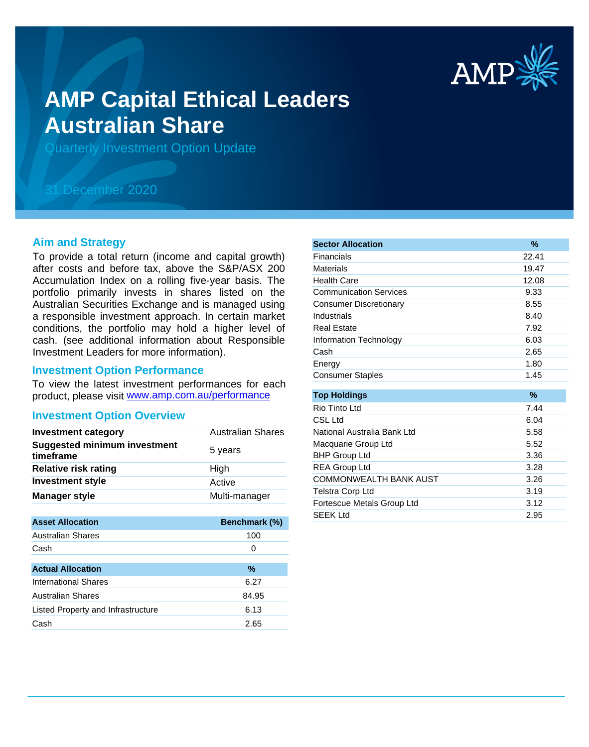# AMP Capital Ethical Leaders Australian Share

Quarterly Investment Option Update

31 December 2020

## Aim and Strategy

To provide a total return (income and capital growth) after costs and before tax, above the S&P/ASX 200 Accumulation Index on a rolling five-year basis. The portfolio primarily invests in shares listed on the Australian Securities Exchange and is managed using a responsible investment approach. In certain market conditions, the portfolio may hold a higher level of cash. (see additional information about Responsible Investment Leaders for more information).

## Investment Option Performance

To view the latest investment performances for each product, please visit [www.amp.com.au/performance](www.amp.com.au/performance)

## Investment Option Overview

| | |
|---|---|
| **Investment category** | Australian Shares |
| **Suggested minimum investment timeframe** | 5 years |
| **Relative risk rating** | High |
| **Investment style** | Active |
| **Manager style** | Multi-manager |

| Asset Allocation | Benchmark (%) |
|---|---|
| Australian Shares | 100 |
| Cash | 0 |

| Actual Allocation | % |
|---|---|
| International Shares | 6.27 |
| Australian Shares | 84.95 |
| Listed Property and Infrastructure | 6.13 |
| Cash | 2.65 |

| Sector Allocation | % |
|---|---|
| Financials | 22.41 |
| Materials | 19.47 |
| Health Care | 12.08 |
| Communication Services | 9.33 |
| Consumer Discretionary | 8.55 |
| Industrials | 8.40 |
| Real Estate | 7.92 |
| Information Technology | 6.03 |
| Cash | 2.65 |
| Energy | 1.80 |
| Consumer Staples | 1.45 |

| Top Holdings | % |
|---|---|
| Rio Tinto Ltd | 7.44 |
| CSL Ltd | 6.04 |
| National Australia Bank Ltd | 5.58 |
| Macquarie Group Ltd | 5.52 |
| BHP Group Ltd | 3.36 |
| REA Group Ltd | 3.28 |
| COMMONWEALTH BANK AUST | 3.26 |
| Telstra Corp Ltd | 3.19 |
| Fortescue Metals Group Ltd | 3.12 |
| SEEK Ltd | 2.95 |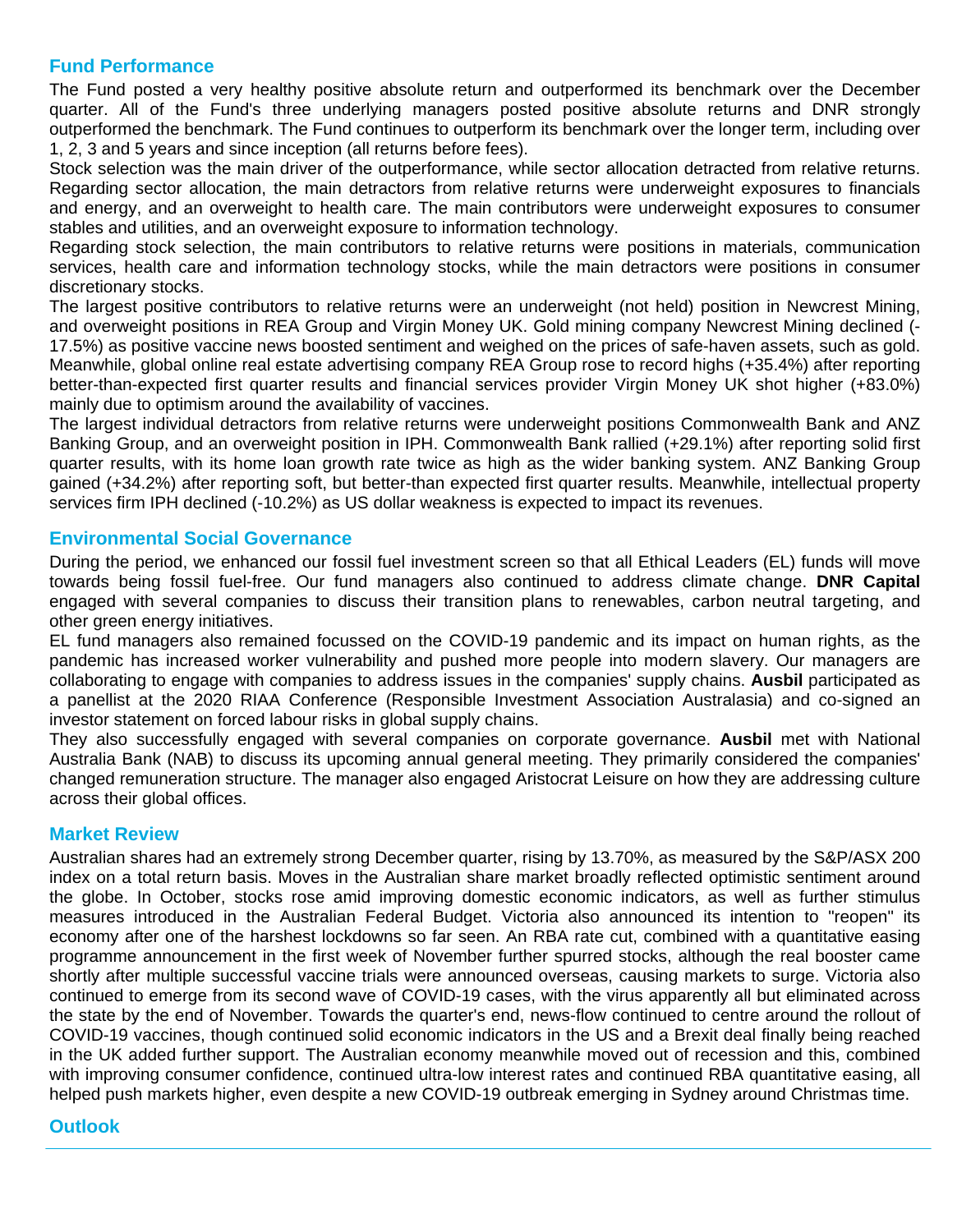## Fund Performance

The Fund posted a very healthy positive absolute return and outperformed its benchmark over the December quarter. All of the Fund's three underlying managers posted positive absolute returns and DNR strongly outperformed the benchmark. The Fund continues to outperform its benchmark over the longer term, including over 1, 2, 3 and 5 years and since inception (all returns before fees).

Stock selection was the main driver of the outperformance, while sector allocation detracted from relative returns. Regarding sector allocation, the main detractors from relative returns were underweight exposures to financials and energy, and an overweight to health care. The main contributors were underweight exposures to consumer stables and utilities, and an overweight exposure to information technology.

Regarding stock selection, the main contributors to relative returns were positions in materials, communication services, health care and information technology stocks, while the main detractors were positions in consumer discretionary stocks.

The largest positive contributors to relative returns were an underweight (not held) position in Newcrest Mining, and overweight positions in REA Group and Virgin Money UK. Gold mining company Newcrest Mining declined (-17.5%) as positive vaccine news boosted sentiment and weighed on the prices of safe-haven assets, such as gold. Meanwhile, global online real estate advertising company REA Group rose to record highs (+35.4%) after reporting better-than-expected first quarter results and financial services provider Virgin Money UK shot higher (+83.0%) mainly due to optimism around the availability of vaccines.

The largest individual detractors from relative returns were underweight positions Commonwealth Bank and ANZ Banking Group, and an overweight position in IPH. Commonwealth Bank rallied (+29.1%) after reporting solid first quarter results, with its home loan growth rate twice as high as the wider banking system. ANZ Banking Group gained (+34.2%) after reporting soft, but better-than expected first quarter results. Meanwhile, intellectual property services firm IPH declined (-10.2%) as US dollar weakness is expected to impact its revenues.

## Environmental Social Governance

During the period, we enhanced our fossil fuel investment screen so that all Ethical Leaders (EL) funds will move towards being fossil fuel-free. Our fund managers also continued to address climate change. **DNR Capital** engaged with several companies to discuss their transition plans to renewables, carbon neutral targeting, and other green energy initiatives.

EL fund managers also remained focussed on the COVID-19 pandemic and its impact on human rights, as the pandemic has increased worker vulnerability and pushed more people into modern slavery. Our managers are collaborating to engage with companies to address issues in the companies' supply chains. **Ausbil** participated as a panellist at the 2020 RIAA Conference (Responsible Investment Association Australasia) and co-signed an investor statement on forced labour risks in global supply chains.

They also successfully engaged with several companies on corporate governance. **Ausbil** met with National Australia Bank (NAB) to discuss its upcoming annual general meeting. They primarily considered the companies' changed remuneration structure. The manager also engaged Aristocrat Leisure on how they are addressing culture across their global offices.

## Market Review

Australian shares had an extremely strong December quarter, rising by 13.70%, as measured by the S&P/ASX 200 index on a total return basis. Moves in the Australian share market broadly reflected optimistic sentiment around the globe. In October, stocks rose amid improving domestic economic indicators, as well as further stimulus measures introduced in the Australian Federal Budget. Victoria also announced its intention to "reopen" its economy after one of the harshest lockdowns so far seen. An RBA rate cut, combined with a quantitative easing programme announcement in the first week of November further spurred stocks, although the real booster came shortly after multiple successful vaccine trials were announced overseas, causing markets to surge. Victoria also continued to emerge from its second wave of COVID-19 cases, with the virus apparently all but eliminated across the state by the end of November. Towards the quarter's end, news-flow continued to centre around the rollout of COVID-19 vaccines, though continued solid economic indicators in the US and a Brexit deal finally being reached in the UK added further support. The Australian economy meanwhile moved out of recession and this, combined with improving consumer confidence, continued ultra-low interest rates and continued RBA quantitative easing, all helped push markets higher, even despite a new COVID-19 outbreak emerging in Sydney around Christmas time.

## Outlook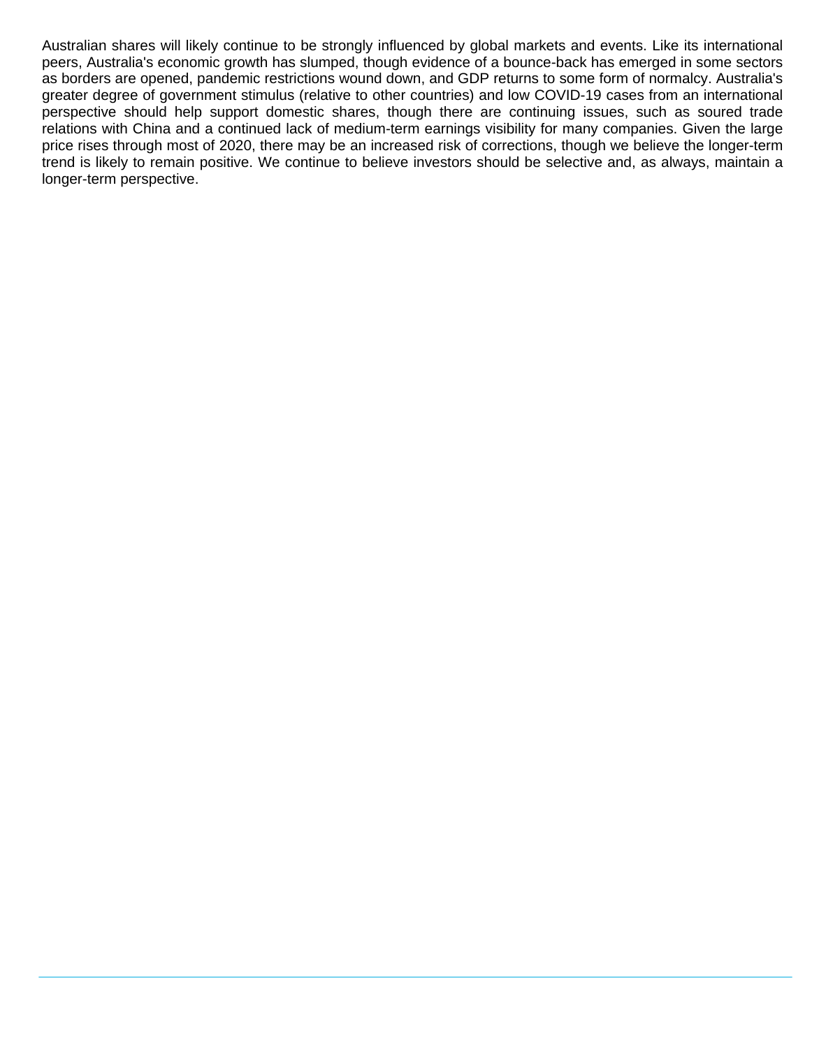Australian shares will likely continue to be strongly influenced by global markets and events. Like its international peers, Australia's economic growth has slumped, though evidence of a bounce-back has emerged in some sectors as borders are opened, pandemic restrictions wound down, and GDP returns to some form of normalcy. Australia's greater degree of government stimulus (relative to other countries) and low COVID-19 cases from an international perspective should help support domestic shares, though there are continuing issues, such as soured trade relations with China and a continued lack of medium-term earnings visibility for many companies. Given the large price rises through most of 2020, there may be an increased risk of corrections, though we believe the longer-term trend is likely to remain positive. We continue to believe investors should be selective and, as always, maintain a longer-term perspective.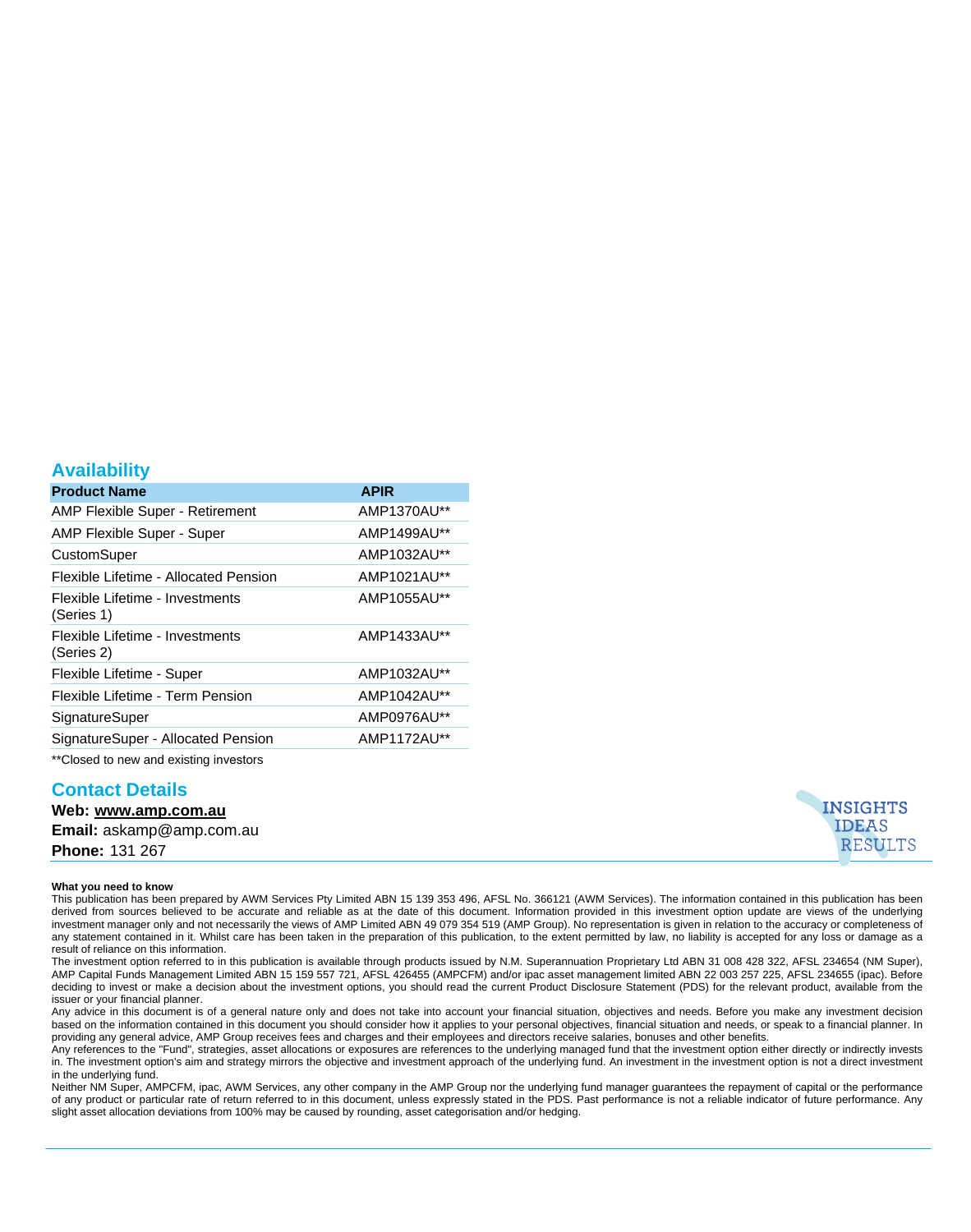## Availability

| Product Name | APIR |
|---|---|
| AMP Flexible Super - Retirement | AMP1370AU** |
| AMP Flexible Super - Super | AMP1499AU** |
| CustomSuper | AMP1032AU** |
| Flexible Lifetime - Allocated Pension | AMP1021AU** |
| Flexible Lifetime - Investments (Series 1) | AMP1055AU** |
| Flexible Lifetime - Investments (Series 2) | AMP1433AU** |
| Flexible Lifetime - Super | AMP1032AU** |
| Flexible Lifetime - Term Pension | AMP1042AU** |
| SignatureSuper | AMP0976AU** |
| SignatureSuper - Allocated Pension | AMP1172AU** |

**Closed to new and existing investors

## Contact Details

**Web:** www.amp.com.au
**Email:** askamp@amp.com.au
**Phone:** 131 267

INSIGHTS
IDEAS
RESULTS

**What you need to know**

This publication has been prepared by AWM Services Pty Limited ABN 15 139 353 496, AFSL No. 366121 (AWM Services). The information contained in this publication has been derived from sources believed to be accurate and reliable as at the date of this document. Information provided in this investment option update are views of the underlying investment manager only and not necessarily the views of AMP Limited ABN 49 079 354 519 (AMP Group). No representation is given in relation to the accuracy or completeness of any statement contained in it. Whilst care has been taken in the preparation of this publication, to the extent permitted by law, no liability is accepted for any loss or damage as a result of reliance on this information.

The investment option referred to in this publication is available through products issued by N.M. Superannuation Proprietary Ltd ABN 31 008 428 322, AFSL 234654 (NM Super), AMP Capital Funds Management Limited ABN 15 159 557 721, AFSL 426455 (AMPCFM) and/or ipac asset management limited ABN 22 003 257 225, AFSL 234655 (ipac). Before deciding to invest or make a decision about the investment options, you should read the current Product Disclosure Statement (PDS) for the relevant product, available from the issuer or your financial planner.

Any advice in this document is of a general nature only and does not take into account your financial situation, objectives and needs. Before you make any investment decision based on the information contained in this document you should consider how it applies to your personal objectives, financial situation and needs, or speak to a financial planner. In providing any general advice, AMP Group receives fees and charges and their employees and directors receive salaries, bonuses and other benefits.

Any references to the "Fund", strategies, asset allocations or exposures are references to the underlying managed fund that the investment option either directly or indirectly invests in. The investment option's aim and strategy mirrors the objective and investment approach of the underlying fund. An investment in the investment option is not a direct investment in the underlying fund.

Neither NM Super, AMPCFM, ipac, AWM Services, any other company in the AMP Group nor the underlying fund manager guarantees the repayment of capital or the performance of any product or particular rate of return referred to in this document, unless expressly stated in the PDS. Past performance is not a reliable indicator of future performance. Any slight asset allocation deviations from 100% may be caused by rounding, asset categorisation and/or hedging.